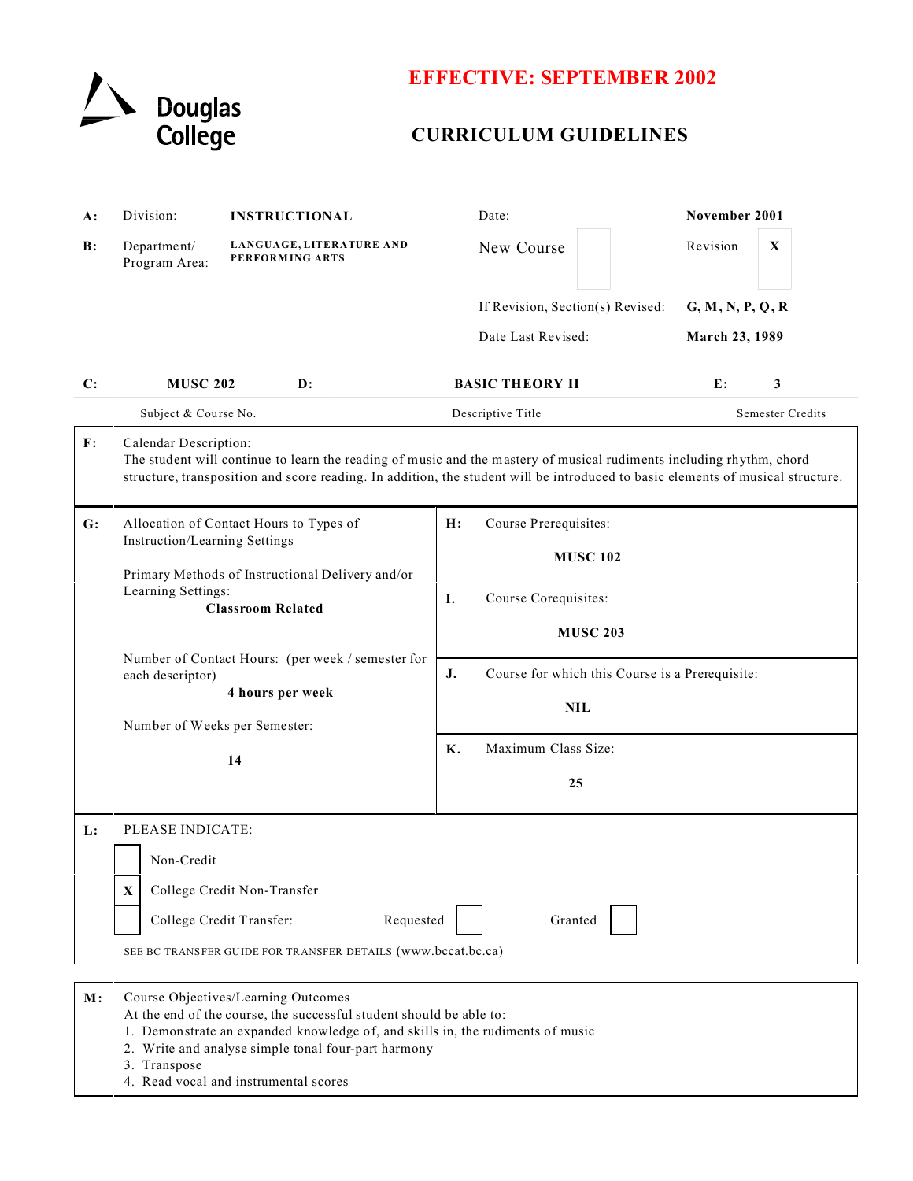Douglas College

**EFFECTIVE: SEPTEMBER 2002**

# CURRICULUM GUIDELINES

| | | | | |
|---|---|---|---|---|
| **A:** | Division: | **INSTRUCTIONAL** | Date: | **November 2001** |
| **B:** | Department/ Program Area: | **LANGUAGE, LITERATURE AND PERFORMING ARTS** | New Course [ ] | Revision [X] |
| | | | If Revision, Section(s) Revised: | **G, M, N, P, Q, R** |
| | | | Date Last Revised: | **March 23, 1989** |

| **C:** | **MUSC 202** | **D:** | **BASIC THEORY II** | **E:** | **3** |
|---|---|---|---|---|---|
| | Subject & Course No. | | Descriptive Title | | Semester Credits |

**F:** Calendar Description:
The student will continue to learn the reading of music and the mastery of musical rudiments including rhythm, chord structure, transposition and score reading. In addition, the student will be introduced to basic elements of musical structure.

**G:** Allocation of Contact Hours to Types of Instruction/Learning Settings

Primary Methods of Instructional Delivery and/or Learning Settings:
**Classroom Related**

Number of Contact Hours: (per week / semester for each descriptor)
**4 hours per week**

Number of Weeks per Semester:
**14**

**H:** Course Prerequisites:
**MUSC 102**

**I.** Course Corequisites:
**MUSC 203**

**J.** Course for which this Course is a Prerequisite:
**NIL**

**K.** Maximum Class Size:
**25**

**L:** PLEASE INDICATE:

- [ ] Non-Credit
- [X] College Credit Non-Transfer
- [ ] College Credit Transfer: Requested [ ] Granted [ ]

SEE BC TRANSFER GUIDE FOR TRANSFER DETAILS (www.bccat.bc.ca)

**M:** Course Objectives/Learning Outcomes
At the end of the course, the successful student should be able to:

1. Demonstrate an expanded knowledge of, and skills in, the rudiments of music
2. Write and analyse simple tonal four-part harmony
3. Transpose
4. Read vocal and instrumental scores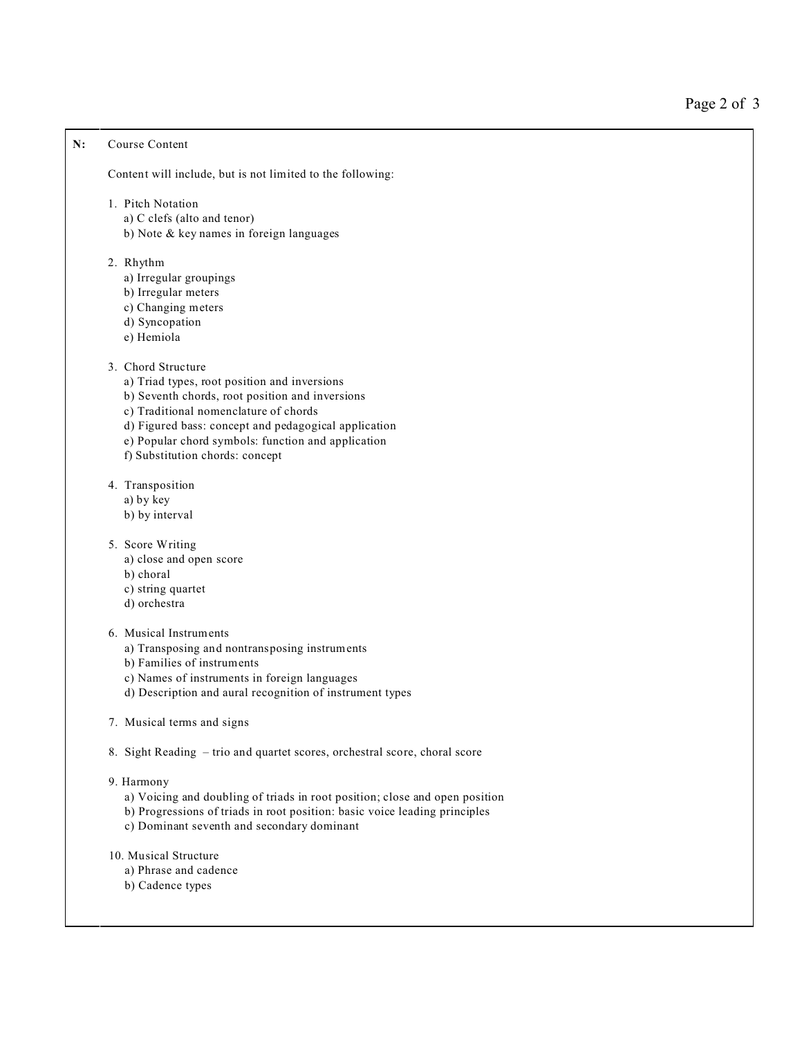**N:** Course Content

Content will include, but is not limited to the following:

1. Pitch Notation
   a) C clefs (alto and tenor)
   b) Note & key names in foreign languages

2. Rhythm
   a) Irregular groupings
   b) Irregular meters
   c) Changing meters
   d) Syncopation
   e) Hemiola

3. Chord Structure
   a) Triad types, root position and inversions
   b) Seventh chords, root position and inversions
   c) Traditional nomenclature of chords
   d) Figured bass: concept and pedagogical application
   e) Popular chord symbols: function and application
   f) Substitution chords: concept

4. Transposition
   a) by key
   b) by interval

5. Score Writing
   a) close and open score
   b) choral
   c) string quartet
   d) orchestra

6. Musical Instruments
   a) Transposing and nontransposing instruments
   b) Families of instruments
   c) Names of instruments in foreign languages
   d) Description and aural recognition of instrument types

7. Musical terms and signs

8. Sight Reading – trio and quartet scores, orchestral score, choral score

9. Harmony
   a) Voicing and doubling of triads in root position; close and open position
   b) Progressions of triads in root position: basic voice leading principles
   c) Dominant seventh and secondary dominant

10. Musical Structure
    a) Phrase and cadence
    b) Cadence types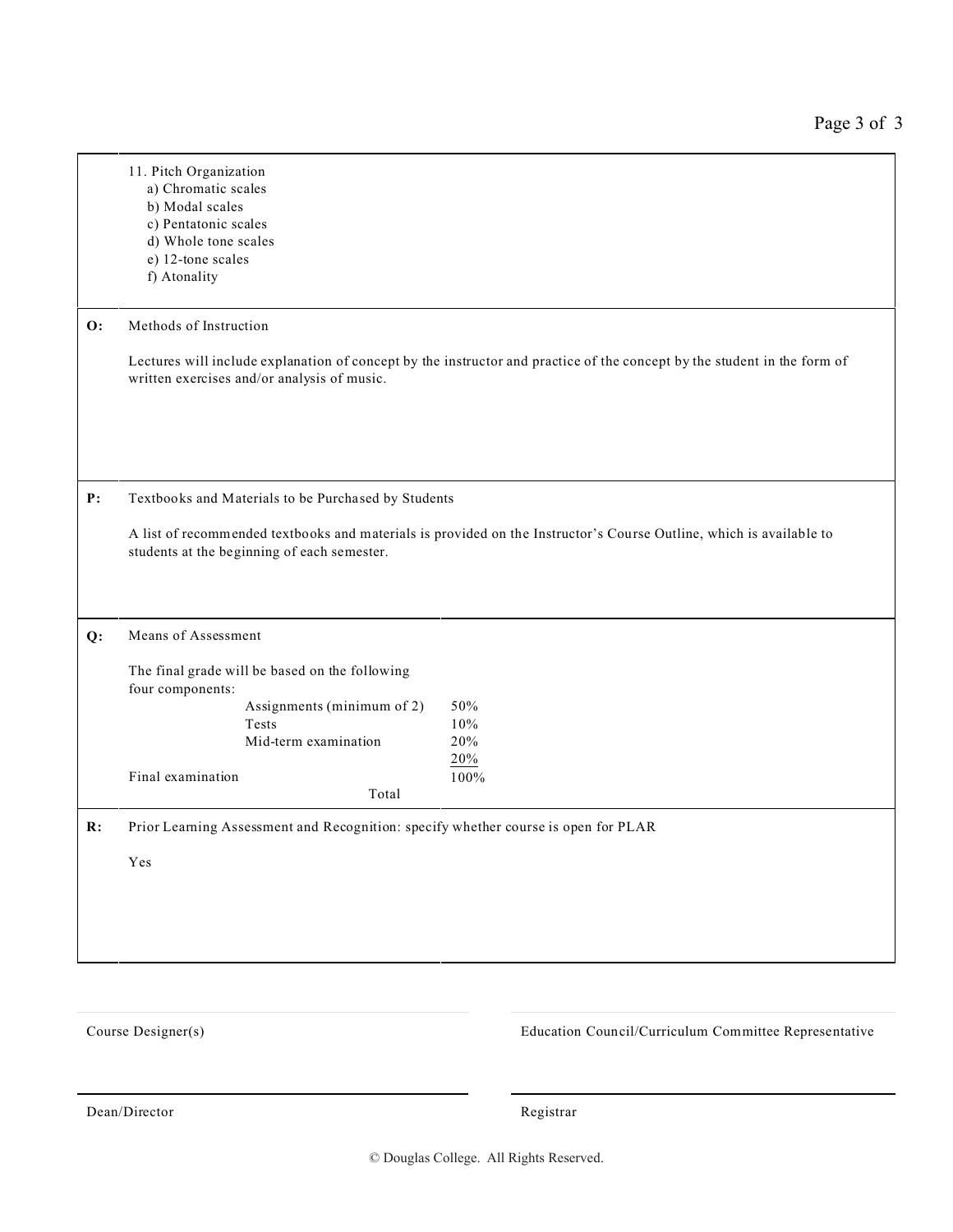11. Pitch Organization
   a) Chromatic scales
   b) Modal scales
   c) Pentatonic scales
   d) Whole tone scales
   e) 12-tone scales
   f) Atonality

**O:** Methods of Instruction

Lectures will include explanation of concept by the instructor and practice of the concept by the student in the form of written exercises and/or analysis of music.

**P:** Textbooks and Materials to be Purchased by Students

A list of recommended textbooks and materials is provided on the Instructor's Course Outline, which is available to students at the beginning of each semester.

**Q:** Means of Assessment

The final grade will be based on the following four components:

| | |
|---|---|
| Assignments (minimum of 2) | 50% |
| Tests | 10% |
| Mid-term examination | 20% |
| Final examination | 20% |
| Total | 100% |

**R:** Prior Learning Assessment and Recognition: specify whether course is open for PLAR

Yes

Course Designer(s)

Education Council/Curriculum Committee Representative

Dean/Director

Registrar

© Douglas College. All Rights Reserved.